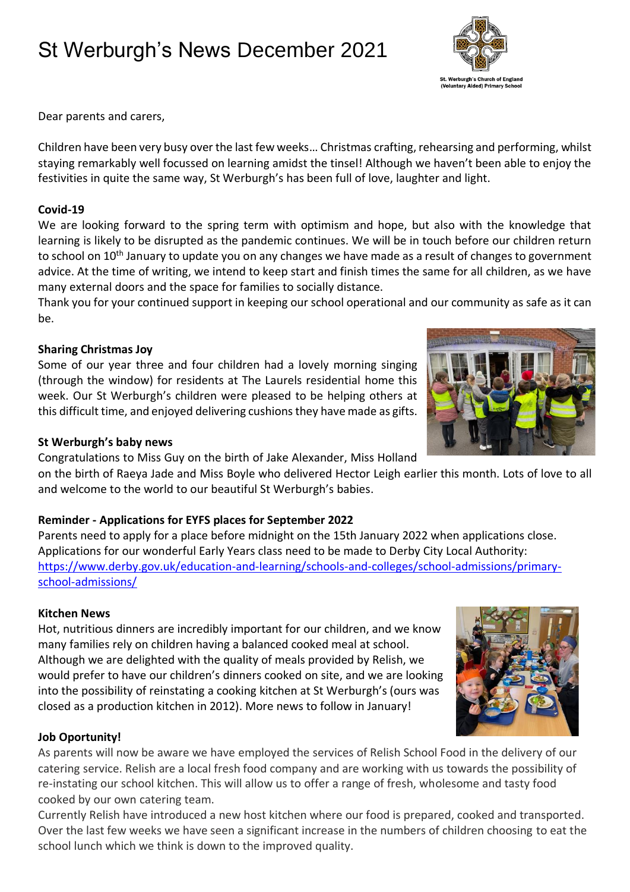# St Werburgh's News December 2021

St. Werburgh's Church of England (Voluntary Aided) Primary School

Dear parents and carers,

Children have been very busy over the last few weeks… Christmas crafting, rehearsing and performing, whilst staying remarkably well focussed on learning amidst the tinsel! Although we haven't been able to enjoy the festivities in quite the same way, St Werburgh's has been full of love, laughter and light.

**Covid-19**

We are looking forward to the spring term with optimism and hope, but also with the knowledge that learning is likely to be disrupted as the pandemic continues. We will be in touch before our children return to school on 10th January to update you on any changes we have made as a result of changes to government advice. At the time of writing, we intend to keep start and finish times the same for all children, as we have many external doors and the space for families to socially distance.

Thank you for your continued support in keeping our school operational and our community as safe as it can be.

**Sharing Christmas Joy**

Some of our year three and four children had a lovely morning singing (through the window) for residents at The Laurels residential home this week. Our St Werburgh's children were pleased to be helping others at this difficult time, and enjoyed delivering cushions they have made as gifts.

**St Werburgh's baby news**

Congratulations to Miss Guy on the birth of Jake Alexander, Miss Holland on the birth of Raeya Jade and Miss Boyle who delivered Hector Leigh earlier this month. Lots of love to all and welcome to the world to our beautiful St Werburgh's babies.

**Reminder - Applications for EYFS places for September 2022**

Parents need to apply for a place before midnight on the 15th January 2022 when applications close. Applications for our wonderful Early Years class need to be made to Derby City Local Authority: https://www.derby.gov.uk/education-and-learning/schools-and-colleges/school-admissions/primary-school-admissions/

**Kitchen News**

Hot, nutritious dinners are incredibly important for our children, and we know many families rely on children having a balanced cooked meal at school. Although we are delighted with the quality of meals provided by Relish, we would prefer to have our children's dinners cooked on site, and we are looking into the possibility of reinstating a cooking kitchen at St Werburgh's (ours was closed as a production kitchen in 2012). More news to follow in January!

**Job Oportunity!**

As parents will now be aware we have employed the services of Relish School Food in the delivery of our catering service. Relish are a local fresh food company and are working with us towards the possibility of re-instating our school kitchen. This will allow us to offer a range of fresh, wholesome and tasty food cooked by our own catering team.

Currently Relish have introduced a new host kitchen where our food is prepared, cooked and transported. Over the last few weeks we have seen a significant increase in the numbers of children choosing to eat the school lunch which we think is down to the improved quality.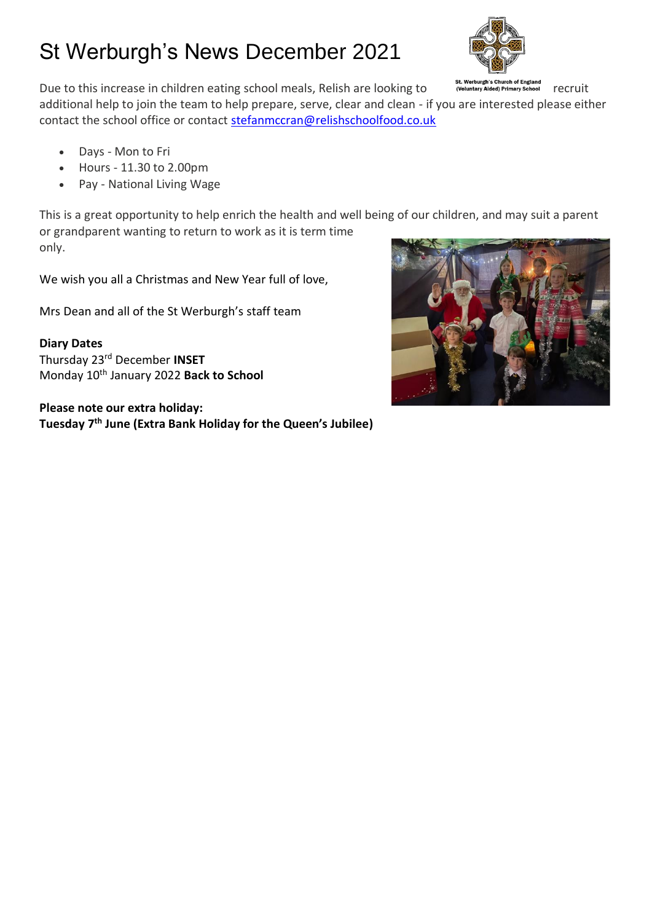# St Werburgh's News December 2021

St. Werburgh's Church of England (Voluntary Aided) Primary School

Due to this increase in children eating school meals, Relish are looking to recruit additional help to join the team to help prepare, serve, clear and clean - if you are interested please either contact the school office or contact stefanmccran@relishschoolfood.co.uk

- Days - Mon to Fri
- Hours - 11.30 to 2.00pm
- Pay - National Living Wage

This is a great opportunity to help enrich the health and well being of our children, and may suit a parent or grandparent wanting to return to work as it is term time only.

We wish you all a Christmas and New Year full of love,

Mrs Dean and all of the St Werburgh's staff team

**Diary Dates**
Thursday 23rd December **INSET**
Monday 10th January 2022 **Back to School**

**Please note our extra holiday:**
**Tuesday 7th June (Extra Bank Holiday for the Queen's Jubilee)**